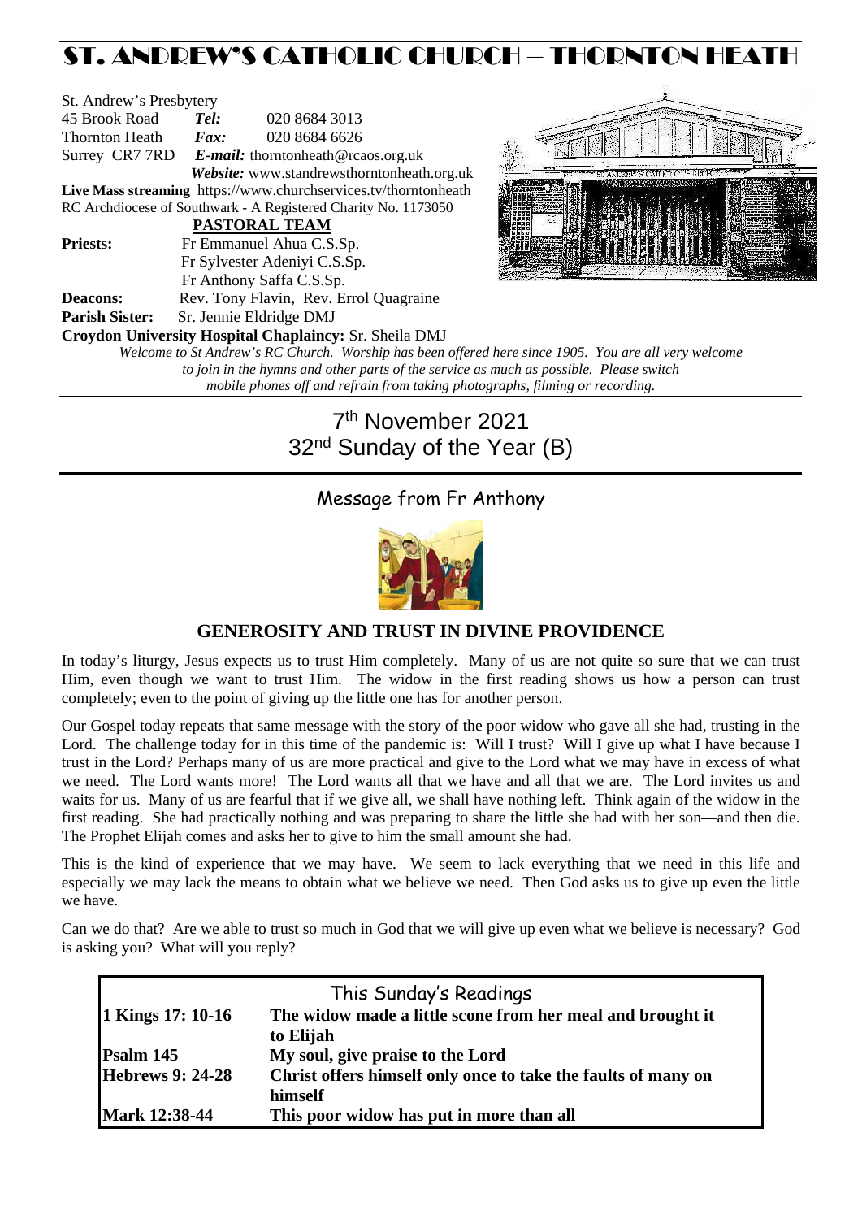# ST. ANDREW'S CATHOLIC CHURCH – THORNTON HEATH

St. Andrew's Presbytery
45 Brook Road **Tel:** 020 8684 3013
Thornton Heath **Fax:** 020 8684 6626
Surrey CR7 7RD ***E-mail:*** thorntonheath@rcaos.org.uk
***Website:*** www.standrewsthorntonheath.org.uk
**Live Mass streaming** https://www.churchservices.tv/thorntonheath
RC Archdiocese of Southwark - A Registered Charity No. 1173050

**PASTORAL TEAM**

**Priests:** Fr Emmanuel Ahua C.S.Sp.
Fr Sylvester Adeniyi C.S.Sp.
Fr Anthony Saffa C.S.Sp.
**Deacons:** Rev. Tony Flavin, Rev. Errol Quagraine
**Parish Sister:** Sr. Jennie Eldridge DMJ
**Croydon University Hospital Chaplaincy:** Sr. Sheila DMJ

*Welcome to St Andrew's RC Church. Worship has been offered here since 1905. You are all very welcome to join in the hymns and other parts of the service as much as possible. Please switch mobile phones off and refrain from taking photographs, filming or recording.*

## 7th November 2021
## 32nd Sunday of the Year (B)

### Message from Fr Anthony

**GENEROSITY AND TRUST IN DIVINE PROVIDENCE**

In today's liturgy, Jesus expects us to trust Him completely. Many of us are not quite so sure that we can trust Him, even though we want to trust Him. The widow in the first reading shows us how a person can trust completely; even to the point of giving up the little one has for another person.

Our Gospel today repeats that same message with the story of the poor widow who gave all she had, trusting in the Lord. The challenge today for in this time of the pandemic is: Will I trust? Will I give up what I have because I trust in the Lord? Perhaps many of us are more practical and give to the Lord what we may have in excess of what we need. The Lord wants more! The Lord wants all that we have and all that we are. The Lord invites us and waits for us. Many of us are fearful that if we give all, we shall have nothing left. Think again of the widow in the first reading. She had practically nothing and was preparing to share the little she had with her son—and then die. The Prophet Elijah comes and asks her to give to him the small amount she had.

This is the kind of experience that we may have. We seem to lack everything that we need in this life and especially we may lack the means to obtain what we believe we need. Then God asks us to give up even the little we have.

Can we do that? Are we able to trust so much in God that we will give up even what we believe is necessary? God is asking you? What will you reply?

| This Sunday's Readings | |
|---|---|
| **1 Kings 17: 10-16** | **The widow made a little scone from her meal and brought it to Elijah** |
| **Psalm 145** | **My soul, give praise to the Lord** |
| **Hebrews 9: 24-28** | **Christ offers himself only once to take the faults of many on himself** |
| **Mark 12:38-44** | **This poor widow has put in more than all** |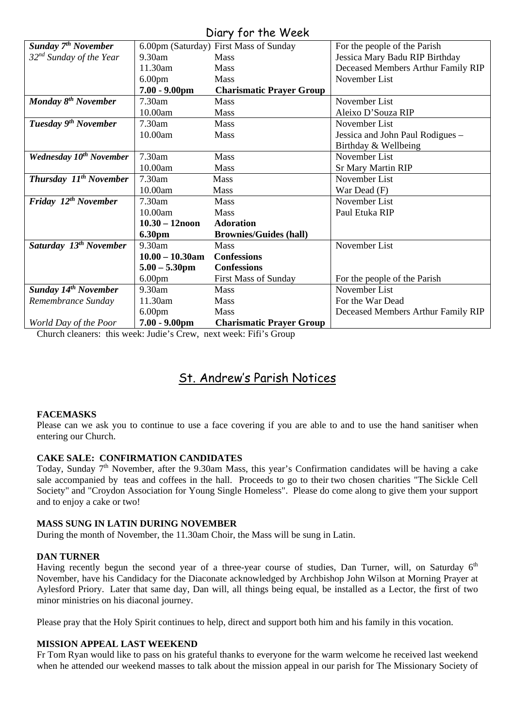## Diary for the Week

| | | | |
|---|---|---|---|
| ***Sunday 7th November*** | 6.00pm (Saturday) | First Mass of Sunday | For the people of the Parish |
| *32nd Sunday of the Year* | 9.30am | Mass | Jessica Mary Badu RIP Birthday |
| | 11.30am | Mass | Deceased Members Arthur Family RIP |
| | 6.00pm | Mass | November List |
| | **7.00 - 9.00pm** | **Charismatic Prayer Group** | |
| ***Monday 8th November*** | 7.30am | Mass | November List |
| | 10.00am | Mass | Aleixo D'Souza RIP |
| ***Tuesday 9th November*** | 7.30am | Mass | November List |
| | 10.00am | Mass | Jessica and John Paul Rodigues – Birthday & Wellbeing |
| ***Wednesday 10th November*** | 7.30am | Mass | November List |
| | 10.00am | Mass | Sr Mary Martin RIP |
| ***Thursday 11th November*** | 7.30am | Mass | November List |
| | 10.00am | Mass | War Dead (F) |
| ***Friday 12th November*** | 7.30am | Mass | November List |
| | 10.00am | Mass | Paul Etuka RIP |
| | **10.30 – 12noon** | **Adoration** | |
| | **6.30pm** | **Brownies/Guides (hall)** | |
| ***Saturday 13th November*** | 9.30am | Mass | November List |
| | **10.00 – 10.30am** | **Confessions** | |
| | **5.00 – 5.30pm** | **Confessions** | |
| | 6.00pm | First Mass of Sunday | For the people of the Parish |
| ***Sunday 14th November*** | 9.30am | Mass | November List |
| *Remembrance Sunday* | 11.30am | Mass | For the War Dead |
| | 6.00pm | Mass | Deceased Members Arthur Family RIP |
| *World Day of the Poor* | **7.00 - 9.00pm** | **Charismatic Prayer Group** | |

Church cleaners: this week: Judie's Crew, next week: Fifi's Group

## St. Andrew's Parish Notices

**FACEMASKS**

Please can we ask you to continue to use a face covering if you are able to and to use the hand sanitiser when entering our Church.

**CAKE SALE: CONFIRMATION CANDIDATES**

Today, Sunday 7th November, after the 9.30am Mass, this year's Confirmation candidates will be having a cake sale accompanied by teas and coffees in the hall. Proceeds to go to their two chosen charities "The Sickle Cell Society" and "Croydon Association for Young Single Homeless". Please do come along to give them your support and to enjoy a cake or two!

**MASS SUNG IN LATIN DURING NOVEMBER**

During the month of November, the 11.30am Choir, the Mass will be sung in Latin.

**DAN TURNER**

Having recently begun the second year of a three-year course of studies, Dan Turner, will, on Saturday 6th November, have his Candidacy for the Diaconate acknowledged by Archbishop John Wilson at Morning Prayer at Aylesford Priory. Later that same day, Dan will, all things being equal, be installed as a Lector, the first of two minor ministries on his diaconal journey.

Please pray that the Holy Spirit continues to help, direct and support both him and his family in this vocation.

**MISSION APPEAL LAST WEEKEND**

Fr Tom Ryan would like to pass on his grateful thanks to everyone for the warm welcome he received last weekend when he attended our weekend masses to talk about the mission appeal in our parish for The Missionary Society of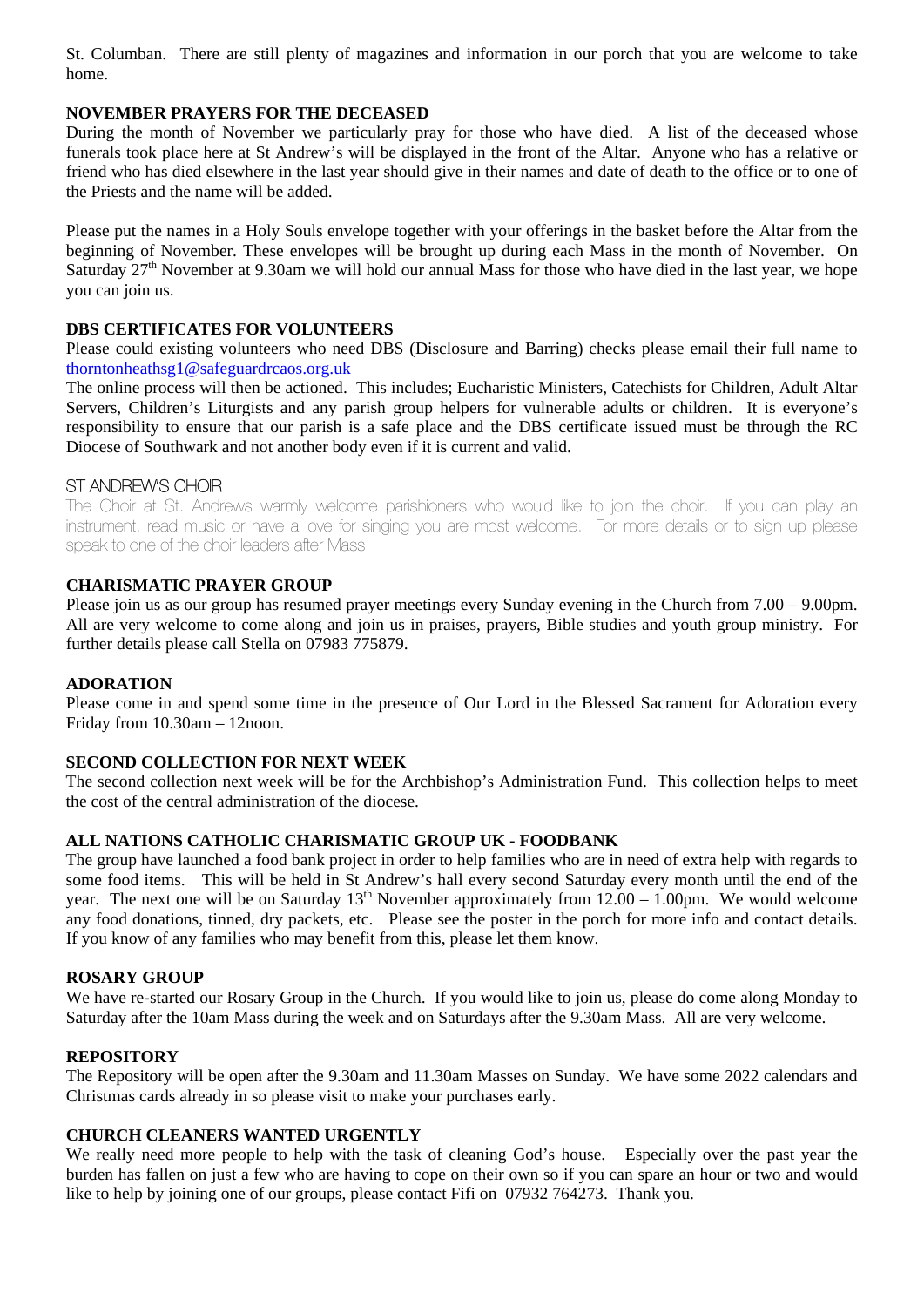St. Columban. There are still plenty of magazines and information in our porch that you are welcome to take home.

**NOVEMBER PRAYERS FOR THE DECEASED**

During the month of November we particularly pray for those who have died. A list of the deceased whose funerals took place here at St Andrew's will be displayed in the front of the Altar. Anyone who has a relative or friend who has died elsewhere in the last year should give in their names and date of death to the office or to one of the Priests and the name will be added.

Please put the names in a Holy Souls envelope together with your offerings in the basket before the Altar from the beginning of November. These envelopes will be brought up during each Mass in the month of November. On Saturday 27th November at 9.30am we will hold our annual Mass for those who have died in the last year, we hope you can join us.

**DBS CERTIFICATES FOR VOLUNTEERS**

Please could existing volunteers who need DBS (Disclosure and Barring) checks please email their full name to thorntonheathsg1@safeguardrcaos.org.uk

The online process will then be actioned. This includes; Eucharistic Ministers, Catechists for Children, Adult Altar Servers, Children's Liturgists and any parish group helpers for vulnerable adults or children. It is everyone's responsibility to ensure that our parish is a safe place and the DBS certificate issued must be through the RC Diocese of Southwark and not another body even if it is current and valid.

ST ANDREW'S CHOIR

The Choir at St. Andrews warmly welcome parishioners who would like to join the choir. If you can play an instrument, read music or have a love for singing you are most welcome. For more details or to sign up please speak to one of the choir leaders after Mass.

**CHARISMATIC PRAYER GROUP**

Please join us as our group has resumed prayer meetings every Sunday evening in the Church from 7.00 – 9.00pm. All are very welcome to come along and join us in praises, prayers, Bible studies and youth group ministry. For further details please call Stella on 07983 775879.

**ADORATION**

Please come in and spend some time in the presence of Our Lord in the Blessed Sacrament for Adoration every Friday from 10.30am – 12noon.

**SECOND COLLECTION FOR NEXT WEEK**

The second collection next week will be for the Archbishop's Administration Fund. This collection helps to meet the cost of the central administration of the diocese.

**ALL NATIONS CATHOLIC CHARISMATIC GROUP UK - FOODBANK**

The group have launched a food bank project in order to help families who are in need of extra help with regards to some food items. This will be held in St Andrew's hall every second Saturday every month until the end of the year. The next one will be on Saturday 13th November approximately from 12.00 – 1.00pm. We would welcome any food donations, tinned, dry packets, etc. Please see the poster in the porch for more info and contact details. If you know of any families who may benefit from this, please let them know.

**ROSARY GROUP**

We have re-started our Rosary Group in the Church. If you would like to join us, please do come along Monday to Saturday after the 10am Mass during the week and on Saturdays after the 9.30am Mass. All are very welcome.

**REPOSITORY**

The Repository will be open after the 9.30am and 11.30am Masses on Sunday. We have some 2022 calendars and Christmas cards already in so please visit to make your purchases early.

**CHURCH CLEANERS WANTED URGENTLY**

We really need more people to help with the task of cleaning God's house. Especially over the past year the burden has fallen on just a few who are having to cope on their own so if you can spare an hour or two and would like to help by joining one of our groups, please contact Fifi on 07932 764273. Thank you.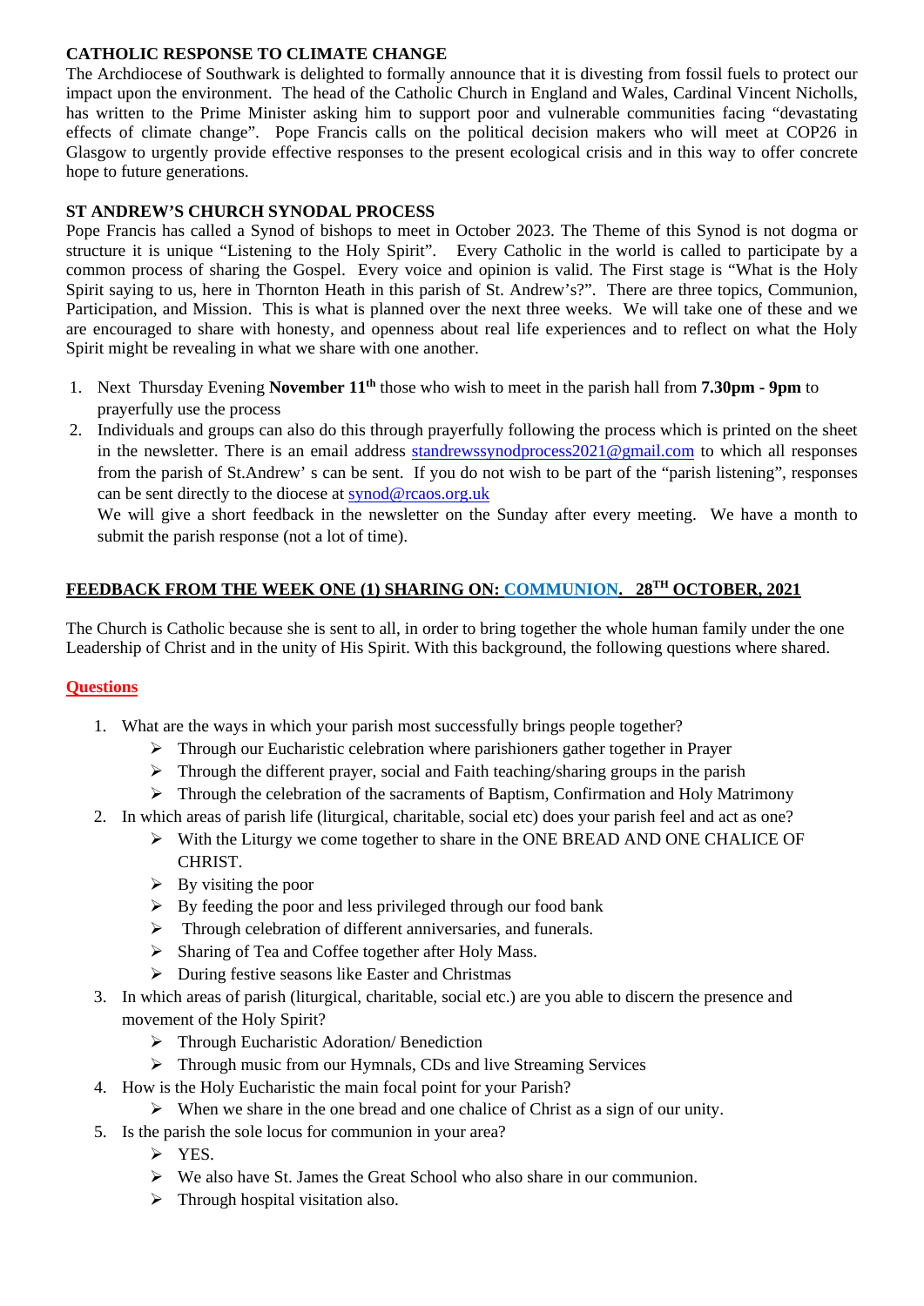**CATHOLIC RESPONSE TO CLIMATE CHANGE**

The Archdiocese of Southwark is delighted to formally announce that it is divesting from fossil fuels to protect our impact upon the environment. The head of the Catholic Church in England and Wales, Cardinal Vincent Nicholls, has written to the Prime Minister asking him to support poor and vulnerable communities facing "devastating effects of climate change". Pope Francis calls on the political decision makers who will meet at COP26 in Glasgow to urgently provide effective responses to the present ecological crisis and in this way to offer concrete hope to future generations.

**ST ANDREW'S CHURCH SYNODAL PROCESS**

Pope Francis has called a Synod of bishops to meet in October 2023. The Theme of this Synod is not dogma or structure it is unique "Listening to the Holy Spirit". Every Catholic in the world is called to participate by a common process of sharing the Gospel. Every voice and opinion is valid. The First stage is "What is the Holy Spirit saying to us, here in Thornton Heath in this parish of St. Andrew's?". There are three topics, Communion, Participation, and Mission. This is what is planned over the next three weeks. We will take one of these and we are encouraged to share with honesty, and openness about real life experiences and to reflect on what the Holy Spirit might be revealing in what we share with one another.

1. Next Thursday Evening **November 11th** those who wish to meet in the parish hall from **7.30pm - 9pm** to prayerfully use the process
2. Individuals and groups can also do this through prayerfully following the process which is printed on the sheet in the newsletter. There is an email address standrewssynodprocess2021@gmail.com to which all responses from the parish of St.Andrew' s can be sent. If you do not wish to be part of the "parish listening", responses can be sent directly to the diocese at synod@rcaos.org.uk

   We will give a short feedback in the newsletter on the Sunday after every meeting. We have a month to submit the parish response (not a lot of time).

**FEEDBACK FROM THE WEEK ONE (1) SHARING ON: COMMUNION. 28TH OCTOBER, 2021**

The Church is Catholic because she is sent to all, in order to bring together the whole human family under the one Leadership of Christ and in the unity of His Spirit. With this background, the following questions where shared.

**Questions**

1. What are the ways in which your parish most successfully brings people together?
   - Through our Eucharistic celebration where parishioners gather together in Prayer
   - Through the different prayer, social and Faith teaching/sharing groups in the parish
   - Through the celebration of the sacraments of Baptism, Confirmation and Holy Matrimony
2. In which areas of parish life (liturgical, charitable, social etc) does your parish feel and act as one?
   - With the Liturgy we come together to share in the ONE BREAD AND ONE CHALICE OF CHRIST.
   - By visiting the poor
   - By feeding the poor and less privileged through our food bank
   - Through celebration of different anniversaries, and funerals.
   - Sharing of Tea and Coffee together after Holy Mass.
   - During festive seasons like Easter and Christmas
3. In which areas of parish (liturgical, charitable, social etc.) are you able to discern the presence and movement of the Holy Spirit?
   - Through Eucharistic Adoration/ Benediction
   - Through music from our Hymnals, CDs and live Streaming Services
4. How is the Holy Eucharistic the main focal point for your Parish?
   - When we share in the one bread and one chalice of Christ as a sign of our unity.
5. Is the parish the sole locus for communion in your area?
   - YES.
   - We also have St. James the Great School who also share in our communion.
   - Through hospital visitation also.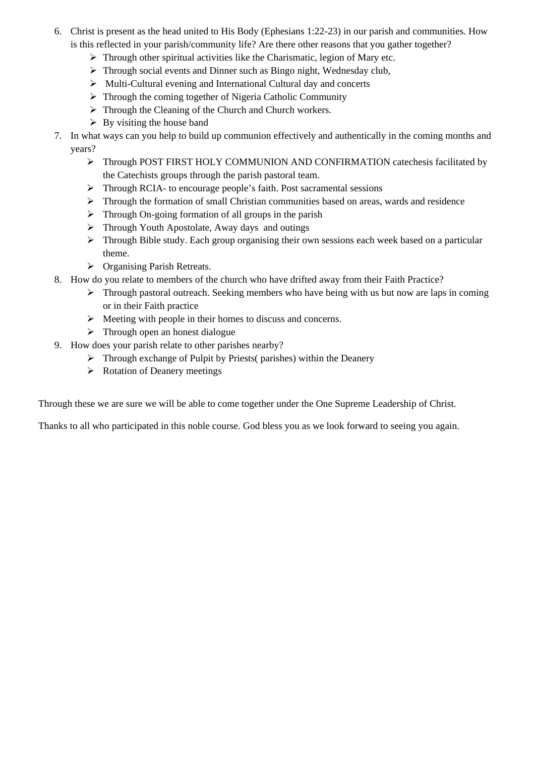6. Christ is present as the head united to His Body (Ephesians 1:22-23) in our parish and communities. How is this reflected in your parish/community life? Are there other reasons that you gather together?
    - Through other spiritual activities like the Charismatic, legion of Mary etc.
    - Through social events and Dinner such as Bingo night, Wednesday club,
    - Multi-Cultural evening and International Cultural day and concerts
    - Through the coming together of Nigeria Catholic Community
    - Through the Cleaning of the Church and Church workers.
    - By visiting the house band
7. In what ways can you help to build up communion effectively and authentically in the coming months and years?
    - Through POST FIRST HOLY COMMUNION AND CONFIRMATION catechesis facilitated by the Catechists groups through the parish pastoral team.
    - Through RCIA- to encourage people's faith. Post sacramental sessions
    - Through the formation of small Christian communities based on areas, wards and residence
    - Through On-going formation of all groups in the parish
    - Through Youth Apostolate, Away days and outings
    - Through Bible study. Each group organising their own sessions each week based on a particular theme.
    - Organising Parish Retreats.
8. How do you relate to members of the church who have drifted away from their Faith Practice?
    - Through pastoral outreach. Seeking members who have being with us but now are laps in coming or in their Faith practice
    - Meeting with people in their homes to discuss and concerns.
    - Through open an honest dialogue
9. How does your parish relate to other parishes nearby?
    - Through exchange of Pulpit by Priests( parishes) within the Deanery
    - Rotation of Deanery meetings

Through these we are sure we will be able to come together under the One Supreme Leadership of Christ.

Thanks to all who participated in this noble course. God bless you as we look forward to seeing you again.